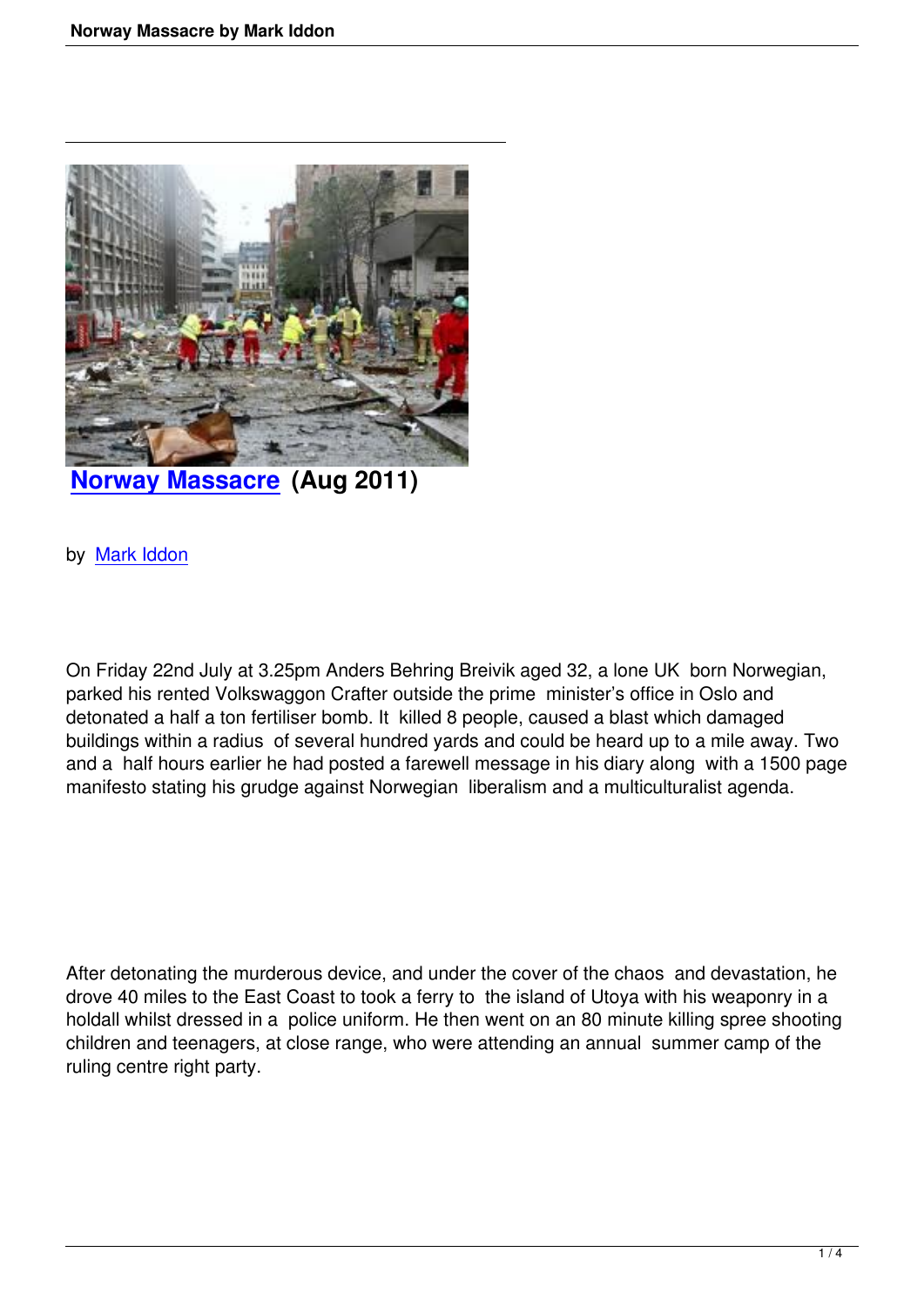# Norway Massacre (Aug 2011)

by Mark Iddon

On Friday 22nd July at 3.25pm Anders Behring Breivik aged 32, a lone UK born Norwegian, parked his rented Volkswaggon Crafter outside the prime minister's office in Oslo and detonated a half a ton fertiliser bomb. It killed 8 people, caused a blast which damaged buildings within a radius of several hundred yards and could be heard up to a mile away. Two and a half hours earlier he had posted a farewell message in his diary along with a 1500 page manifesto stating his grudge against Norwegian liberalism and a multiculturalist agenda.

After detonating the murderous device, and under the cover of the chaos and devastation, he drove 40 miles to the East Coast to took a ferry to the island of Utoya with his weaponry in a holdall whilst dressed in a police uniform. He then went on an 80 minute killing spree shooting children and teenagers, at close range, who were attending an annual summer camp of the ruling centre right party.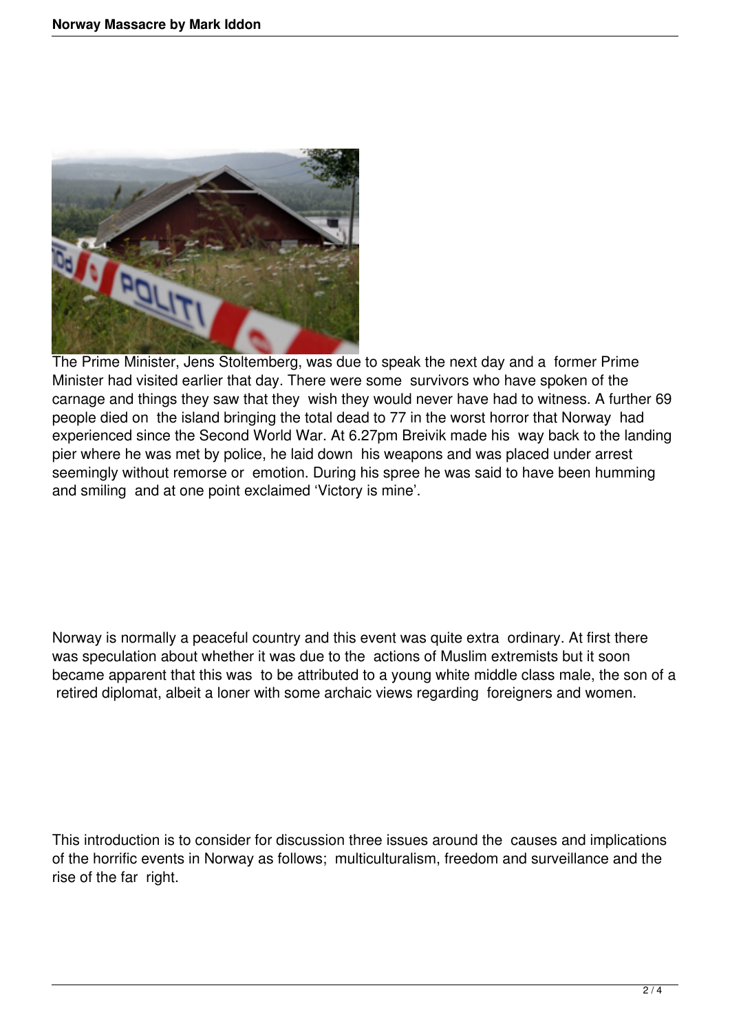The Prime Minister, Jens Stoltemberg, was due to speak the next day and a former Prime Minister had visited earlier that day. There were some survivors who have spoken of the carnage and things they saw that they wish they would never have had to witness. A further 69 people died on the island bringing the total dead to 77 in the worst horror that Norway had experienced since the Second World War. At 6.27pm Breivik made his way back to the landing pier where he was met by police, he laid down his weapons and was placed under arrest seemingly without remorse or emotion. During his spree he was said to have been humming and smiling and at one point exclaimed 'Victory is mine'.

Norway is normally a peaceful country and this event was quite extra ordinary. At first there was speculation about whether it was due to the actions of Muslim extremists but it soon became apparent that this was to be attributed to a young white middle class male, the son of a retired diplomat, albeit a loner with some archaic views regarding foreigners and women.

This introduction is to consider for discussion three issues around the causes and implications of the horrific events in Norway as follows; multiculturalism, freedom and surveillance and the rise of the far right.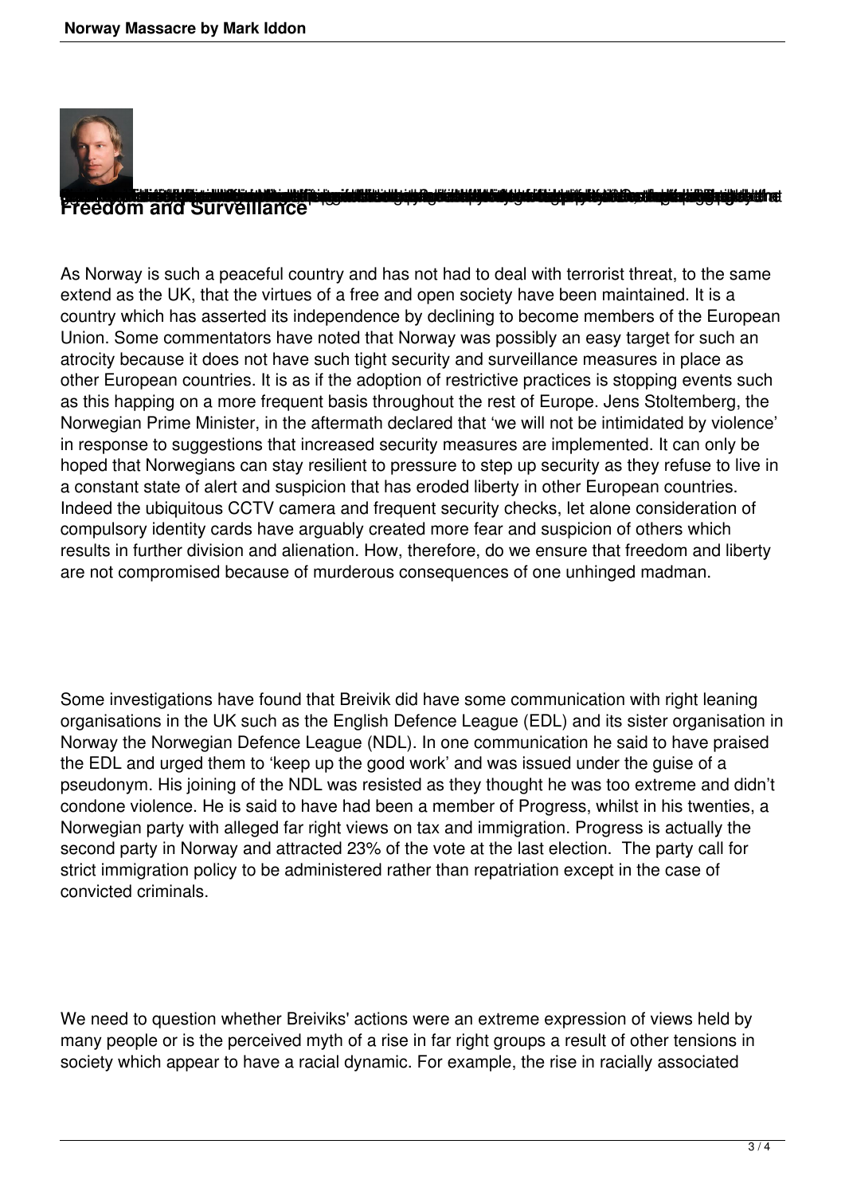## Freedom and Surveillance

As Norway is such a peaceful country and has not had to deal with terrorist threat, to the same extend as the UK, that the virtues of a free and open society have been maintained. It is a country which has asserted its independence by declining to become members of the European Union. Some commentators have noted that Norway was possibly an easy target for such an atrocity because it does not have such tight security and surveillance measures in place as other European countries. It is as if the adoption of restrictive practices is stopping events such as this happing on a more frequent basis throughout the rest of Europe. Jens Stoltemberg, the Norwegian Prime Minister, in the aftermath declared that 'we will not be intimidated by violence' in response to suggestions that increased security measures are implemented. It can only be hoped that Norwegians can stay resilient to pressure to step up security as they refuse to live in a constant state of alert and suspicion that has eroded liberty in other European countries. Indeed the ubiquitous CCTV camera and frequent security checks, let alone consideration of compulsory identity cards have arguably created more fear and suspicion of others which results in further division and alienation. How, therefore, do we ensure that freedom and liberty are not compromised because of murderous consequences of one unhinged madman.

Some investigations have found that Breivik did have some communication with right leaning organisations in the UK such as the English Defence League (EDL) and its sister organisation in Norway the Norwegian Defence League (NDL). In one communication he said to have praised the EDL and urged them to 'keep up the good work' and was issued under the guise of a pseudonym. His joining of the NDL was resisted as they thought he was too extreme and didn't condone violence. He is said to have had been a member of Progress, whilst in his twenties, a Norwegian party with alleged far right views on tax and immigration. Progress is actually the second party in Norway and attracted 23% of the vote at the last election. The party call for strict immigration policy to be administered rather than repatriation except in the case of convicted criminals.

We need to question whether Breiviks' actions were an extreme expression of views held by many people or is the perceived myth of a rise in far right groups a result of other tensions in society which appear to have a racial dynamic. For example, the rise in racially associated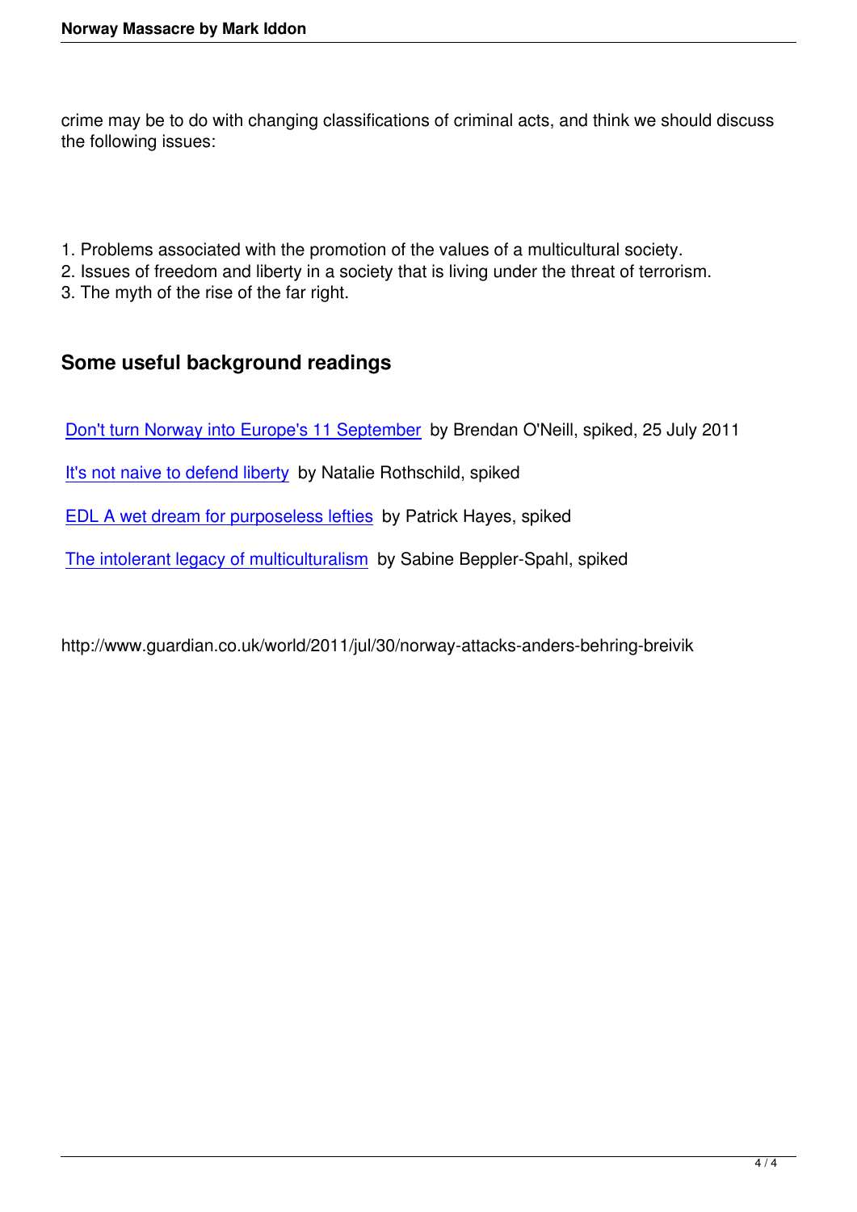crime may be to do with changing classifications of criminal acts, and think we should discuss the following issues:

1. Problems associated with the promotion of the values of a multicultural society.
2. Issues of freedom and liberty in a society that is living under the threat of terrorism.
3. The myth of the rise of the far right.

## Some useful background readings

Don't turn Norway into Europe's 11 September by Brendan O'Neill, spiked, 25 July 2011

It's not naive to defend liberty by Natalie Rothschild, spiked

EDL A wet dream for purposeless lefties by Patrick Hayes, spiked

The intolerant legacy of multiculturalism by Sabine Beppler-Spahl, spiked

http://www.guardian.co.uk/world/2011/jul/30/norway-attacks-anders-behring-breivik